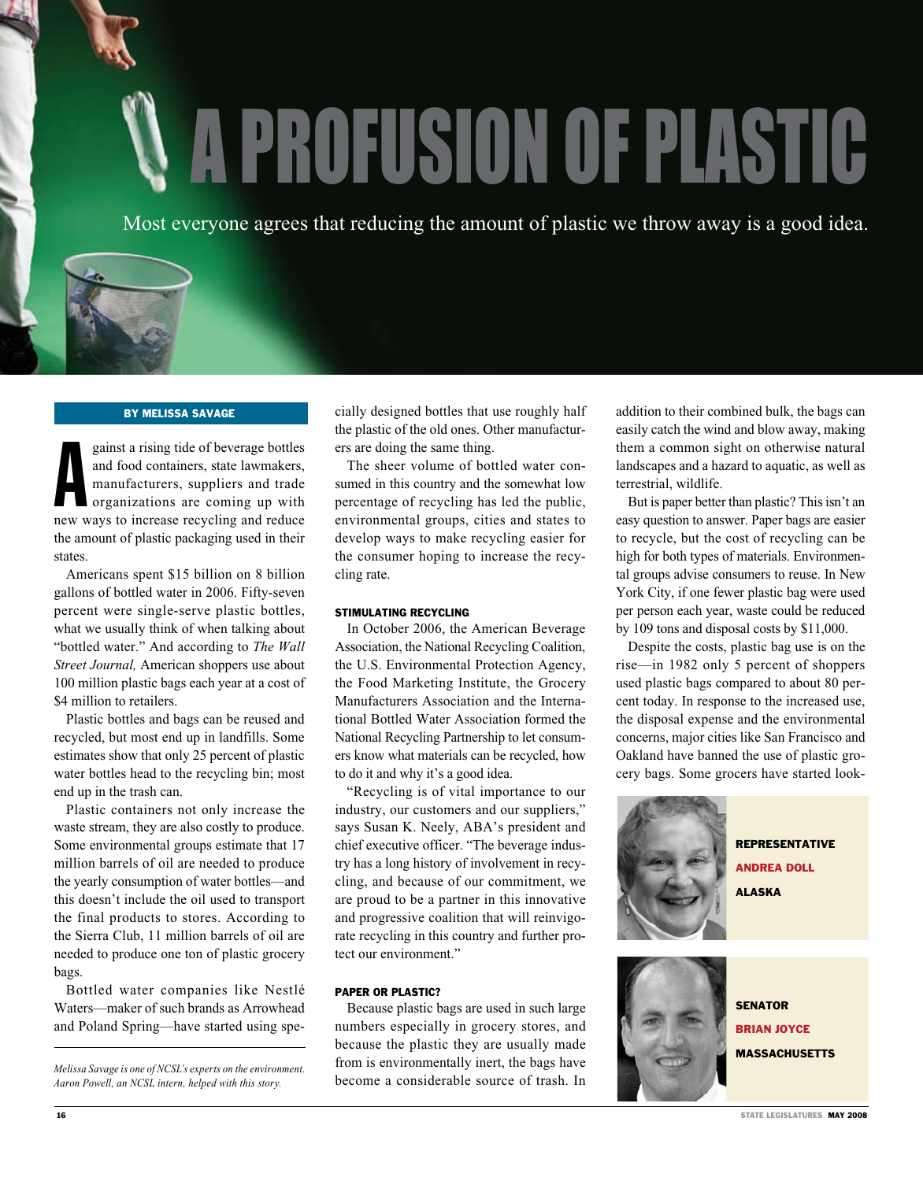# A PROFUSION OF PLASTIC

Most everyone agrees that reducing the amount of plastic we throw away is a good idea.

**BY MELISSA SAVAGE**

Against a rising tide of beverage bottles and food containers, state lawmakers, manufacturers, suppliers and trade organizations are coming up with new ways to increase recycling and reduce the amount of plastic packaging used in their states.

Americans spent $15 billion on 8 billion gallons of bottled water in 2006. Fifty-seven percent were single-serve plastic bottles, what we usually think of when talking about "bottled water." And according to *The Wall Street Journal,* American shoppers use about 100 million plastic bags each year at a cost of $4 million to retailers.

Plastic bottles and bags can be reused and recycled, but most end up in landfills. Some estimates show that only 25 percent of plastic water bottles head to the recycling bin; most end up in the trash can.

Plastic containers not only increase the waste stream, they are also costly to produce. Some environmental groups estimate that 17 million barrels of oil are needed to produce the yearly consumption of water bottles—and this doesn't include the oil used to transport the final products to stores. According to the Sierra Club, 11 million barrels of oil are needed to produce one ton of plastic grocery bags.

Bottled water companies like Nestlé Waters—maker of such brands as Arrowhead and Poland Spring—have started using specially designed bottles that use roughly half the plastic of the old ones. Other manufacturers are doing the same thing.

The sheer volume of bottled water consumed in this country and the somewhat low percentage of recycling has led the public, environmental groups, cities and states to develop ways to make recycling easier for the consumer hoping to increase the recycling rate.

### STIMULATING RECYCLING

In October 2006, the American Beverage Association, the National Recycling Coalition, the U.S. Environmental Protection Agency, the Food Marketing Institute, the Grocery Manufacturers Association and the International Bottled Water Association formed the National Recycling Partnership to let consumers know what materials can be recycled, how to do it and why it's a good idea.

"Recycling is of vital importance to our industry, our customers and our suppliers," says Susan K. Neely, ABA's president and chief executive officer. "The beverage industry has a long history of involvement in recycling, and because of our commitment, we are proud to be a partner in this innovative and progressive coalition that will reinvigorate recycling in this country and further protect our environment."

### PAPER OR PLASTIC?

Because plastic bags are used in such large numbers especially in grocery stores, and because the plastic they are usually made from is environmentally inert, the bags have become a considerable source of trash. In addition to their combined bulk, the bags can easily catch the wind and blow away, making them a common sight on otherwise natural landscapes and a hazard to aquatic, as well as terrestrial, wildlife.

But is paper better than plastic? This isn't an easy question to answer. Paper bags are easier to recycle, but the cost of recycling can be high for both types of materials. Environmental groups advise consumers to reuse. In New York City, if one fewer plastic bag were used per person each year, waste could be reduced by 109 tons and disposal costs by $11,000.

Despite the costs, plastic bag use is on the rise—in 1982 only 5 percent of shoppers used plastic bags compared to about 80 percent today. In response to the increased use, the disposal expense and the environmental concerns, major cities like San Francisco and Oakland have banned the use of plastic grocery bags. Some grocers have started look-

**REPRESENTATIVE**
**ANDREA DOLL**
**ALASKA**

**SENATOR**
**BRIAN JOYCE**
**MASSACHUSETTS**

---

*Melissa Savage is one of NCSL's experts on the environment. Aaron Powell, an NCSL intern, helped with this story.*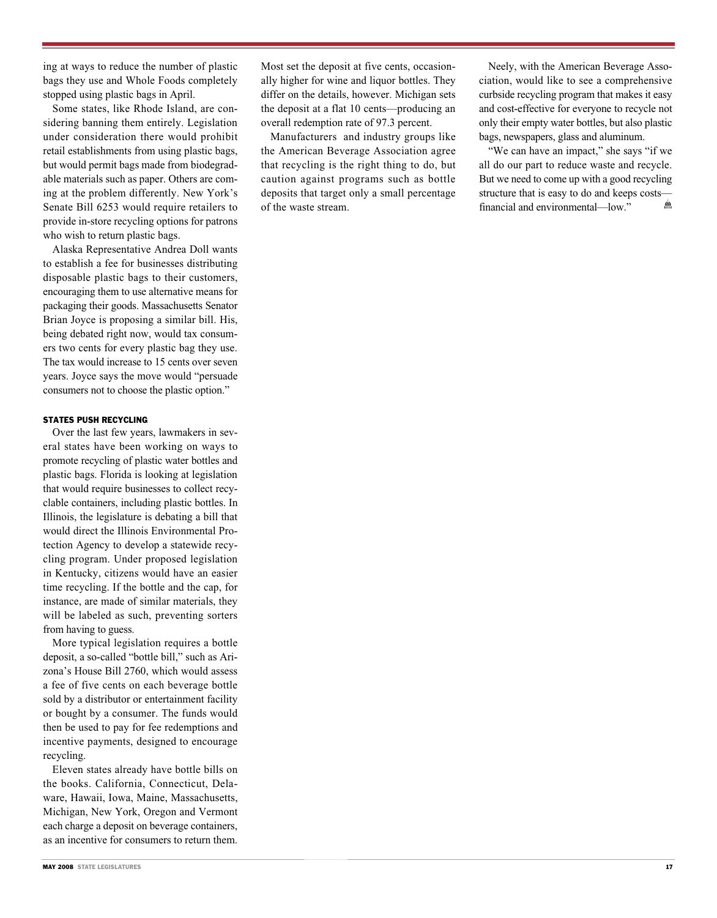ing at ways to reduce the number of plastic bags they use and Whole Foods completely stopped using plastic bags in April.

Some states, like Rhode Island, are considering banning them entirely. Legislation under consideration there would prohibit retail establishments from using plastic bags, but would permit bags made from biodegradable materials such as paper. Others are coming at the problem differently. New York's Senate Bill 6253 would require retailers to provide in-store recycling options for patrons who wish to return plastic bags.

Alaska Representative Andrea Doll wants to establish a fee for businesses distributing disposable plastic bags to their customers, encouraging them to use alternative means for packaging their goods. Massachusetts Senator Brian Joyce is proposing a similar bill. His, being debated right now, would tax consumers two cents for every plastic bag they use. The tax would increase to 15 cents over seven years. Joyce says the move would "persuade consumers not to choose the plastic option."

### STATES PUSH RECYCLING

Over the last few years, lawmakers in several states have been working on ways to promote recycling of plastic water bottles and plastic bags. Florida is looking at legislation that would require businesses to collect recyclable containers, including plastic bottles. In Illinois, the legislature is debating a bill that would direct the Illinois Environmental Protection Agency to develop a statewide recycling program. Under proposed legislation in Kentucky, citizens would have an easier time recycling. If the bottle and the cap, for instance, are made of similar materials, they will be labeled as such, preventing sorters from having to guess.

More typical legislation requires a bottle deposit, a so-called "bottle bill," such as Arizona's House Bill 2760, which would assess a fee of five cents on each beverage bottle sold by a distributor or entertainment facility or bought by a consumer. The funds would then be used to pay for fee redemptions and incentive payments, designed to encourage recycling.

Eleven states already have bottle bills on the books. California, Connecticut, Delaware, Hawaii, Iowa, Maine, Massachusetts, Michigan, New York, Oregon and Vermont each charge a deposit on beverage containers, as an incentive for consumers to return them. Most set the deposit at five cents, occasionally higher for wine and liquor bottles. They differ on the details, however. Michigan sets the deposit at a flat 10 cents—producing an overall redemption rate of 97.3 percent.

Manufacturers and industry groups like the American Beverage Association agree that recycling is the right thing to do, but caution against programs such as bottle deposits that target only a small percentage of the waste stream.

Neely, with the American Beverage Association, would like to see a comprehensive curbside recycling program that makes it easy and cost-effective for everyone to recycle not only their empty water bottles, but also plastic bags, newspapers, glass and aluminum.

"We can have an impact," she says "if we all do our part to reduce waste and recycle. But we need to come up with a good recycling structure that is easy to do and keeps costs—financial and environmental—low."